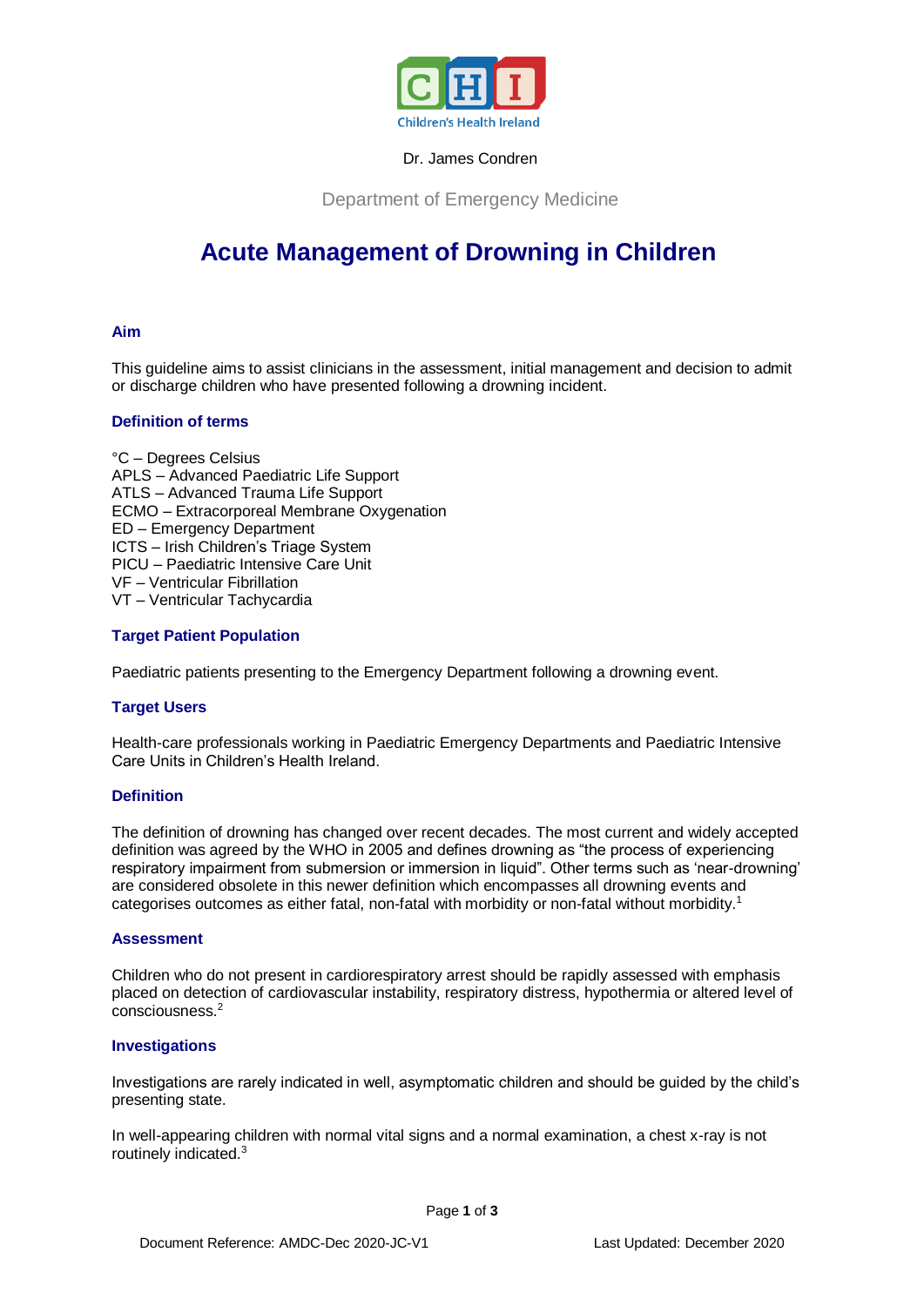Dr. James Condren

Department of Emergency Medicine

# Acute Management of Drowning in Children

## Aim

This guideline aims to assist clinicians in the assessment, initial management and decision to admit or discharge children who have presented following a drowning incident.

## Definition of terms

°C – Degrees Celsius
APLS – Advanced Paediatric Life Support
ATLS – Advanced Trauma Life Support
ECMO – Extracorporeal Membrane Oxygenation
ED – Emergency Department
ICTS – Irish Children's Triage System
PICU – Paediatric Intensive Care Unit
VF – Ventricular Fibrillation
VT – Ventricular Tachycardia

## Target Patient Population

Paediatric patients presenting to the Emergency Department following a drowning event.

## Target Users

Health-care professionals working in Paediatric Emergency Departments and Paediatric Intensive Care Units in Children's Health Ireland.

## Definition

The definition of drowning has changed over recent decades. The most current and widely accepted definition was agreed by the WHO in 2005 and defines drowning as "the process of experiencing respiratory impairment from submersion or immersion in liquid". Other terms such as 'near-drowning' are considered obsolete in this newer definition which encompasses all drowning events and categorises outcomes as either fatal, non-fatal with morbidity or non-fatal without morbidity.[1]

## Assessment

Children who do not present in cardiorespiratory arrest should be rapidly assessed with emphasis placed on detection of cardiovascular instability, respiratory distress, hypothermia or altered level of consciousness.[2]

## Investigations

Investigations are rarely indicated in well, asymptomatic children and should be guided by the child's presenting state.

In well-appearing children with normal vital signs and a normal examination, a chest x-ray is not routinely indicated.[3]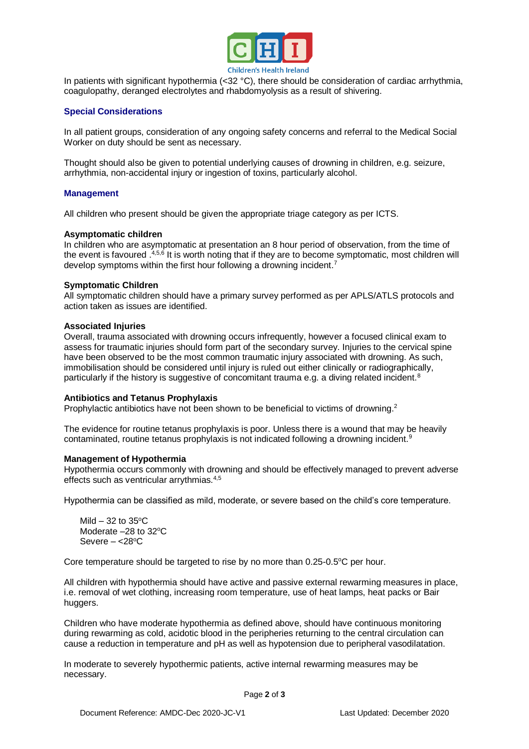In patients with significant hypothermia (<32 °C), there should be consideration of cardiac arrhythmia, coagulopathy, deranged electrolytes and rhabdomyolysis as a result of shivering.

## Special Considerations

In all patient groups, consideration of any ongoing safety concerns and referral to the Medical Social Worker on duty should be sent as necessary.

Thought should also be given to potential underlying causes of drowning in children, e.g. seizure, arrhythmia, non-accidental injury or ingestion of toxins, particularly alcohol.

## Management

All children who present should be given the appropriate triage category as per ICTS.

### Asymptomatic children

In children who are asymptomatic at presentation an 8 hour period of observation, from the time of the event is favoured .[4,5,6] It is worth noting that if they are to become symptomatic, most children will develop symptoms within the first hour following a drowning incident.[7]

### Symptomatic Children

All symptomatic children should have a primary survey performed as per APLS/ATLS protocols and action taken as issues are identified.

### Associated Injuries

Overall, trauma associated with drowning occurs infrequently, however a focused clinical exam to assess for traumatic injuries should form part of the secondary survey. Injuries to the cervical spine have been observed to be the most common traumatic injury associated with drowning. As such, immobilisation should be considered until injury is ruled out either clinically or radiographically, particularly if the history is suggestive of concomitant trauma e.g. a diving related incident.[8]

### Antibiotics and Tetanus Prophylaxis

Prophylactic antibiotics have not been shown to be beneficial to victims of drowning.[2]

The evidence for routine tetanus prophylaxis is poor. Unless there is a wound that may be heavily contaminated, routine tetanus prophylaxis is not indicated following a drowning incident.[9]

### Management of Hypothermia

Hypothermia occurs commonly with drowning and should be effectively managed to prevent adverse effects such as ventricular arrythmias.[4,5]

Hypothermia can be classified as mild, moderate, or severe based on the child's core temperature.

Mild – 32 to 35ºC  
Moderate –28 to 32ºC  
Severe – <28ºC

Core temperature should be targeted to rise by no more than 0.25-0.5ºC per hour.

All children with hypothermia should have active and passive external rewarming measures in place, i.e. removal of wet clothing, increasing room temperature, use of heat lamps, heat packs or Bair huggers.

Children who have moderate hypothermia as defined above, should have continuous monitoring during rewarming as cold, acidotic blood in the peripheries returning to the central circulation can cause a reduction in temperature and pH as well as hypotension due to peripheral vasodilatation.

In moderate to severely hypothermic patients, active internal rewarming measures may be necessary.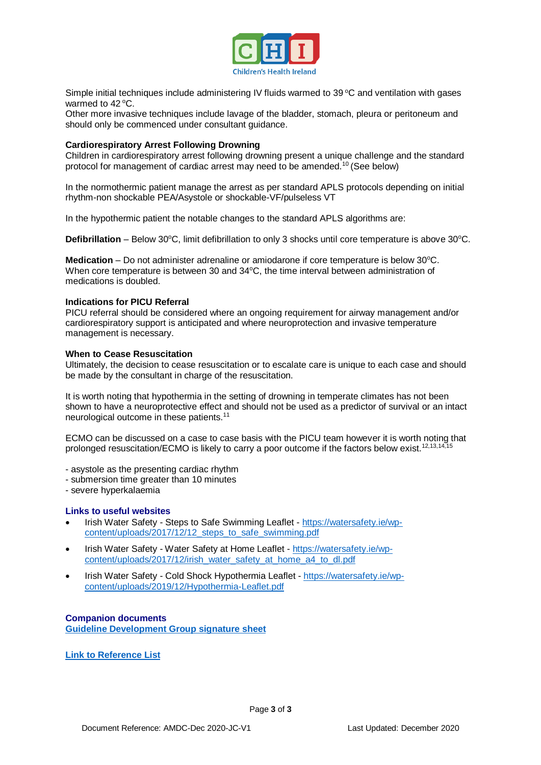Simple initial techniques include administering IV fluids warmed to 39 °C and ventilation with gases warmed to 42 °C.
Other more invasive techniques include lavage of the bladder, stomach, pleura or peritoneum and should only be commenced under consultant guidance.

**Cardiorespiratory Arrest Following Drowning**
Children in cardiorespiratory arrest following drowning present a unique challenge and the standard protocol for management of cardiac arrest may need to be amended.[10] (See below)

In the normothermic patient manage the arrest as per standard APLS protocols depending on initial rhythm-non shockable PEA/Asystole or shockable-VF/pulseless VT

In the hypothermic patient the notable changes to the standard APLS algorithms are:

**Defibrillation** – Below 30°C, limit defibrillation to only 3 shocks until core temperature is above 30°C.

**Medication** – Do not administer adrenaline or amiodarone if core temperature is below 30°C. When core temperature is between 30 and 34°C, the time interval between administration of medications is doubled.

**Indications for PICU Referral**
PICU referral should be considered where an ongoing requirement for airway management and/or cardiorespiratory support is anticipated and where neuroprotection and invasive temperature management is necessary.

**When to Cease Resuscitation**
Ultimately, the decision to cease resuscitation or to escalate care is unique to each case and should be made by the consultant in charge of the resuscitation.

It is worth noting that hypothermia in the setting of drowning in temperate climates has not been shown to have a neuroprotective effect and should not be used as a predictor of survival or an intact neurological outcome in these patients.[11]

ECMO can be discussed on a case to case basis with the PICU team however it is worth noting that prolonged resuscitation/ECMO is likely to carry a poor outcome if the factors below exist.[12,13,14,15]

- asystole as the presenting cardiac rhythm
- submersion time greater than 10 minutes
- severe hyperkalaemia

**Links to useful websites**

- Irish Water Safety - Steps to Safe Swimming Leaflet - https://watersafety.ie/wp-content/uploads/2017/12/12_steps_to_safe_swimming.pdf
- Irish Water Safety - Water Safety at Home Leaflet - https://watersafety.ie/wp-content/uploads/2017/12/irish_water_safety_at_home_a4_to_dl.pdf
- Irish Water Safety - Cold Shock Hypothermia Leaflet - https://watersafety.ie/wp-content/uploads/2019/12/Hypothermia-Leaflet.pdf

**Companion documents**
**Guideline Development Group signature sheet**

**Link to Reference List**

Document Reference: AMDC-Dec 2020-JC-V1 Last Updated: December 2020